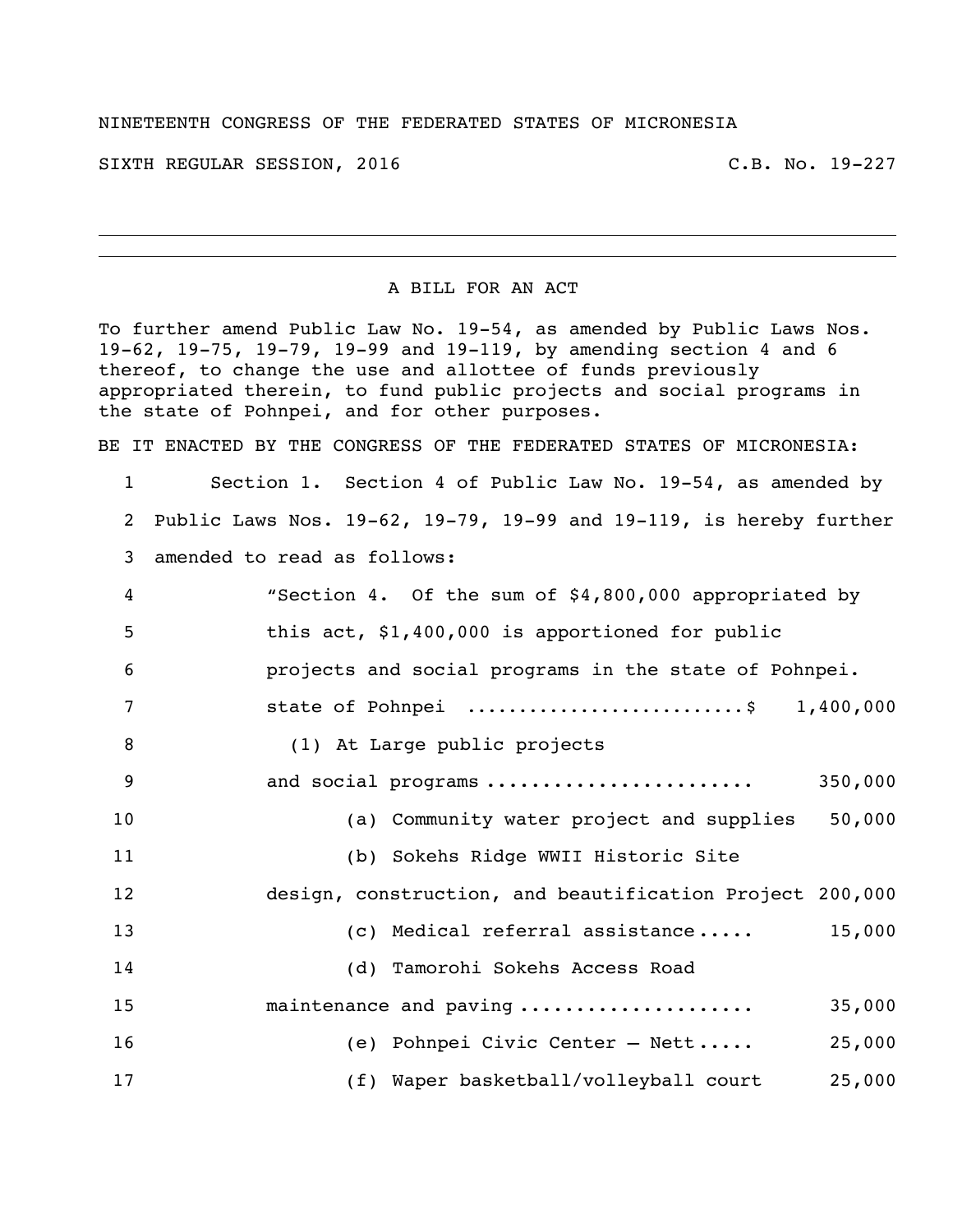NINETEENTH CONGRESS OF THE FEDERATED STATES OF MICRONESIA

SIXTH REGULAR SESSION, 2016 C.B. No. 19-227

---

A BILL FOR AN ACT

To further amend Public Law No. 19-54, as amended by Public Laws Nos. 19-62, 19-75, 19-79, 19-99 and 19-119, by amending section 4 and 6 thereof, to change the use and allottee of funds previously appropriated therein, to fund public projects and social programs in the state of Pohnpei, and for other purposes.

BE IT ENACTED BY THE CONGRESS OF THE FEDERATED STATES OF MICRONESIA:

1 Section 1. Section 4 of Public Law No. 19-54, as amended by
2 Public Laws Nos. 19-62, 19-79, 19-99 and 19-119, is hereby further
3 amended to read as follows:

4 "Section 4. Of the sum of $4,800,000 appropriated by
5 this act, $1,400,000 is apportioned for public
6 projects and social programs in the state of Pohnpei.
7 state of Pohnpei .........................$ 1,400,000
8 (1) At Large public projects
9 and social programs ....................... 350,000
10 (a) Community water project and supplies 50,000
11 (b) Sokehs Ridge WWII Historic Site
12 design, construction, and beautification Project 200,000
13 (c) Medical referral assistance..... 15,000
14 (d) Tamorohi Sokehs Access Road
15 maintenance and paving .................... 35,000
16 (e) Pohnpei Civic Center – Nett..... 25,000
17 (f) Waper basketball/volleyball court 25,000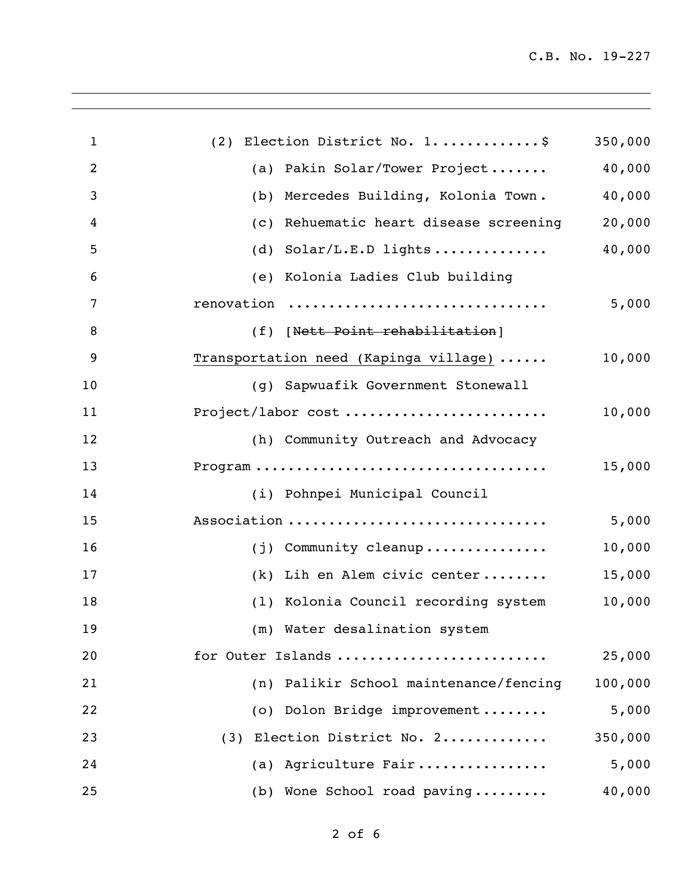| | |
|---|---:|
| (2) Election District No. 1............$ | 350,000 |
| (a) Pakin Solar/Tower Project....... | 40,000 |
| (b) Mercedes Building, Kolonia Town. | 40,000 |
| (c) Rehuematic heart disease screening | 20,000 |
| (d) Solar/L.E.D lights.............. | 40,000 |
| (e) Kolonia Ladies Club building renovation .............................. | 5,000 |
| (f) [~~Nett Point rehabilitation~~] Transportation need (Kapinga village) ...... | 10,000 |
| (g) Sapwuafik Government Stonewall Project/labor cost ........................ | 10,000 |
| (h) Community Outreach and Advocacy Program .................................. | 15,000 |
| (i) Pohnpei Municipal Council Association .............................. | 5,000 |
| (j) Community cleanup............... | 10,000 |
| (k) Lih en Alem civic center........ | 15,000 |
| (l) Kolonia Council recording system | 10,000 |
| (m) Water desalination system for Outer Islands ......................... | 25,000 |
| (n) Palikir School maintenance/fencing | 100,000 |
| (o) Dolon Bridge improvement........ | 5,000 |
| (3) Election District No. 2............ | 350,000 |
| (a) Agriculture Fair................ | 5,000 |
| (b) Wone School road paving......... | 40,000 |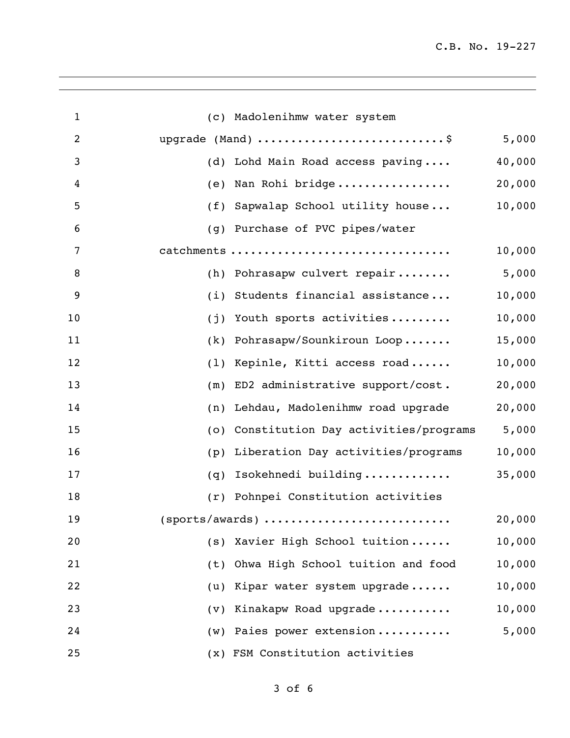(c) Madolenihmw water system upgrade (Mand) ............................$ 5,000

(d) Lohd Main Road access paving .... 40,000

(e) Nan Rohi bridge ................. 20,000

(f) Sapwalap School utility house ... 10,000

(g) Purchase of PVC pipes/water catchments ................................ 10,000

(h) Pohrasapw culvert repair ........ 5,000

(i) Students financial assistance ... 10,000

(j) Youth sports activities ......... 10,000

(k) Pohrasapw/Sounkiroun Loop ....... 15,000

(l) Kepinle, Kitti access road ...... 10,000

(m) ED2 administrative support/cost . 20,000

(n) Lehdau, Madolenihmw road upgrade 20,000

(o) Constitution Day activities/programs 5,000

(p) Liberation Day activities/programs 10,000

(q) Isokehnedi building ............. 35,000

(r) Pohnpei Constitution activities (sports/awards) .......................... 20,000

(s) Xavier High School tuition ...... 10,000

(t) Ohwa High School tuition and food 10,000

(u) Kipar water system upgrade ...... 10,000

(v) Kinakapw Road upgrade ........... 10,000

(w) Paies power extension ........... 5,000

(x) FSM Constitution activities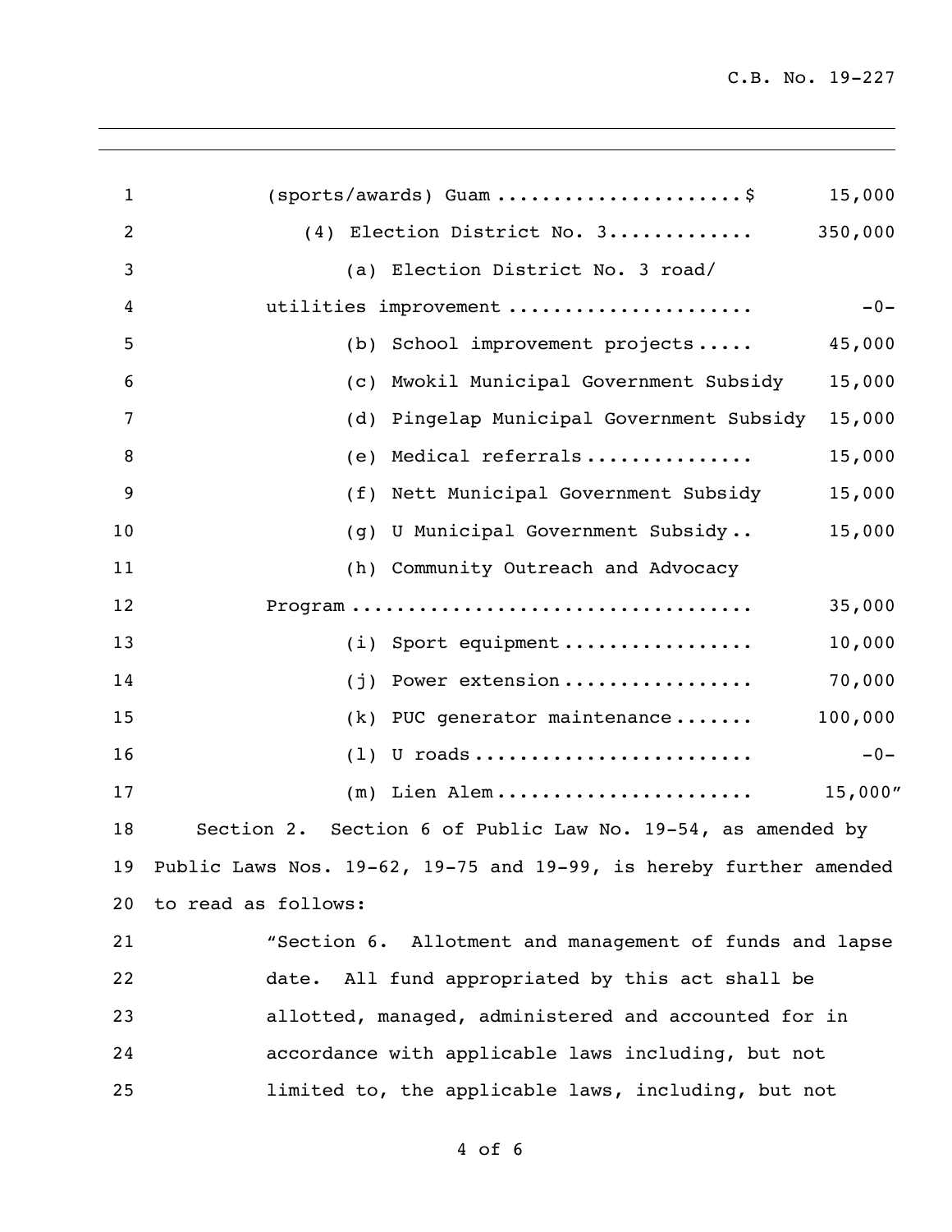(sports/awards) Guam ....................... $ 15,000

(4) Election District No. 3............. 350,000

(a) Election District No. 3 road/ utilities improvement ...................... -0-

(b) School improvement projects..... 45,000

(c) Mwokil Municipal Government Subsidy 15,000

(d) Pingelap Municipal Government Subsidy 15,000

(e) Medical referrals............... 15,000

(f) Nett Municipal Government Subsidy 15,000

(g) U Municipal Government Subsidy.. 15,000

(h) Community Outreach and Advocacy Program ................................... 35,000

(i) Sport equipment................. 10,000

(j) Power extension................. 70,000

(k) PUC generator maintenance....... 100,000

(l) U roads......................... -0-

(m) Lien Alem...................... 15,000"

Section 2. Section 6 of Public Law No. 19-54, as amended by Public Laws Nos. 19-62, 19-75 and 19-99, is hereby further amended to read as follows:

"Section 6. Allotment and management of funds and lapse date. All fund appropriated by this act shall be allotted, managed, administered and accounted for in accordance with applicable laws including, but not limited to, the applicable laws, including, but not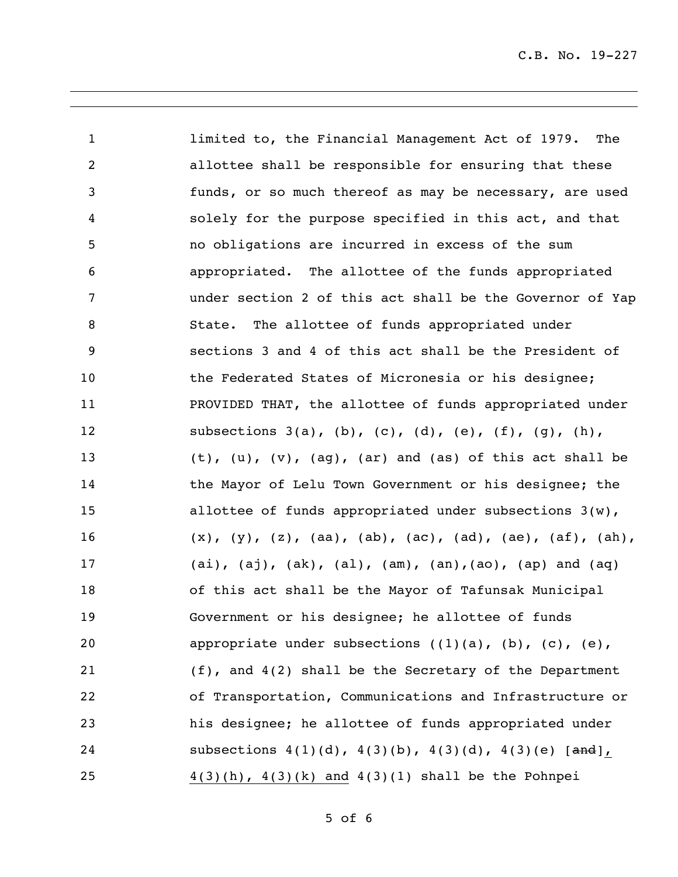limited to, the Financial Management Act of 1979. The allottee shall be responsible for ensuring that these funds, or so much thereof as may be necessary, are used solely for the purpose specified in this act, and that no obligations are incurred in excess of the sum appropriated. The allottee of the funds appropriated under section 2 of this act shall be the Governor of Yap State. The allottee of funds appropriated under sections 3 and 4 of this act shall be the President of the Federated States of Micronesia or his designee; PROVIDED THAT, the allottee of funds appropriated under subsections 3(a), (b), (c), (d), (e), (f), (g), (h), (t), (u), (v), (ag), (ar) and (as) of this act shall be the Mayor of Lelu Town Government or his designee; the allottee of funds appropriated under subsections 3(w), (x), (y), (z), (aa), (ab), (ac), (ad), (ae), (af), (ah), (ai), (aj), (ak), (al), (am), (an),(ao), (ap) and (aq) of this act shall be the Mayor of Tafunsak Municipal Government or his designee; he allottee of funds appropriate under subsections ((1)(a), (b), (c), (e), (f), and 4(2) shall be the Secretary of the Department of Transportation, Communications and Infrastructure or his designee; he allottee of funds appropriated under subsections 4(1)(d), 4(3)(b), 4(3)(d), 4(3)(e) [~~and~~], 4(3)(h), 4(3)(k) and 4(3)(l) shall be the Pohnpei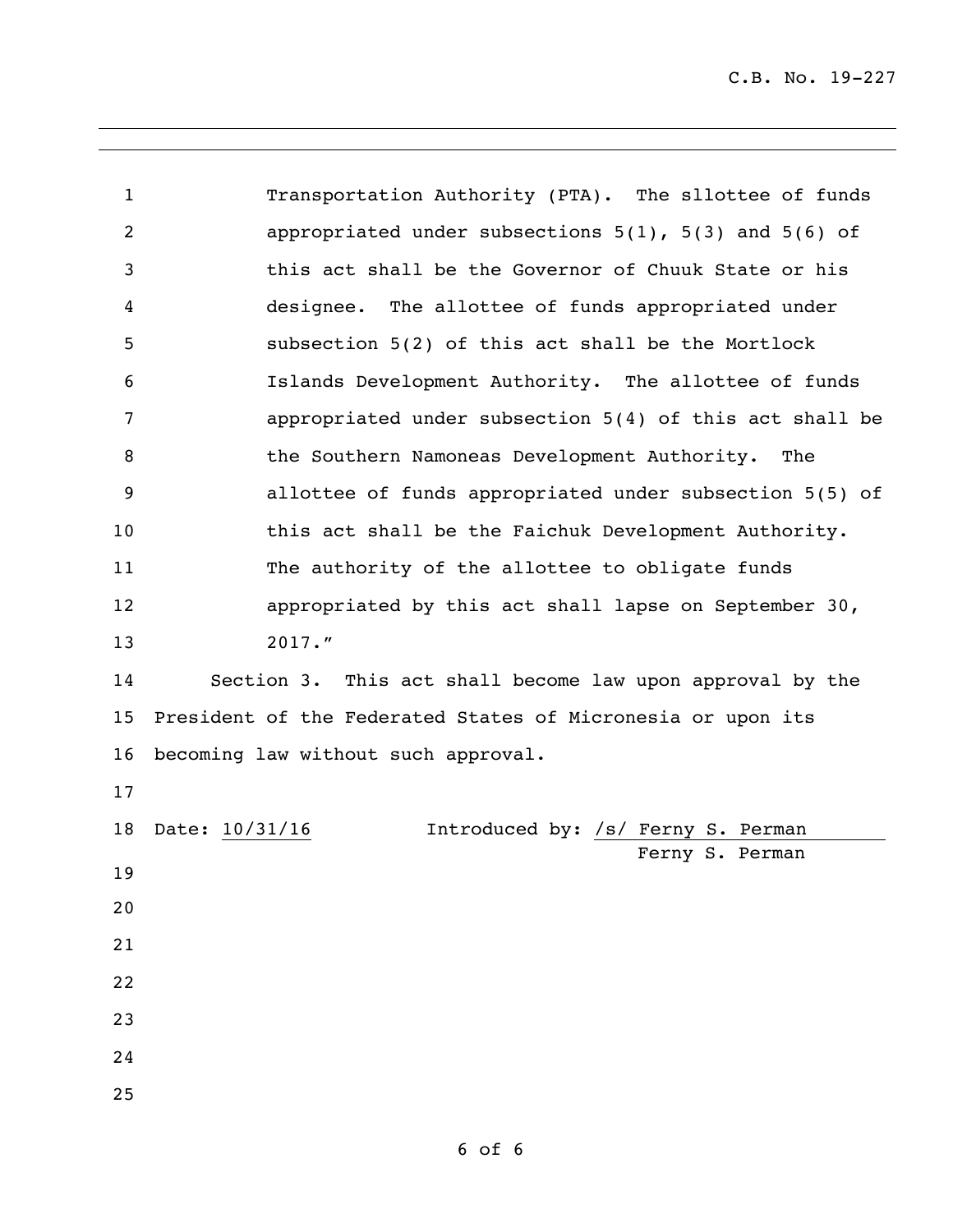Transportation Authority (PTA). The sllottee of funds appropriated under subsections 5(1), 5(3) and 5(6) of this act shall be the Governor of Chuuk State or his designee. The allottee of funds appropriated under subsection 5(2) of this act shall be the Mortlock Islands Development Authority. The allottee of funds appropriated under subsection 5(4) of this act shall be the Southern Namoneas Development Authority. The allottee of funds appropriated under subsection 5(5) of this act shall be the Faichuk Development Authority. The authority of the allottee to obligate funds appropriated by this act shall lapse on September 30, 2017."

Section 3. This act shall become law upon approval by the President of the Federated States of Micronesia or upon its becoming law without such approval.

Date: 10/31/16 Introduced by: /s/ Ferny S. Perman

Ferny S. Perman